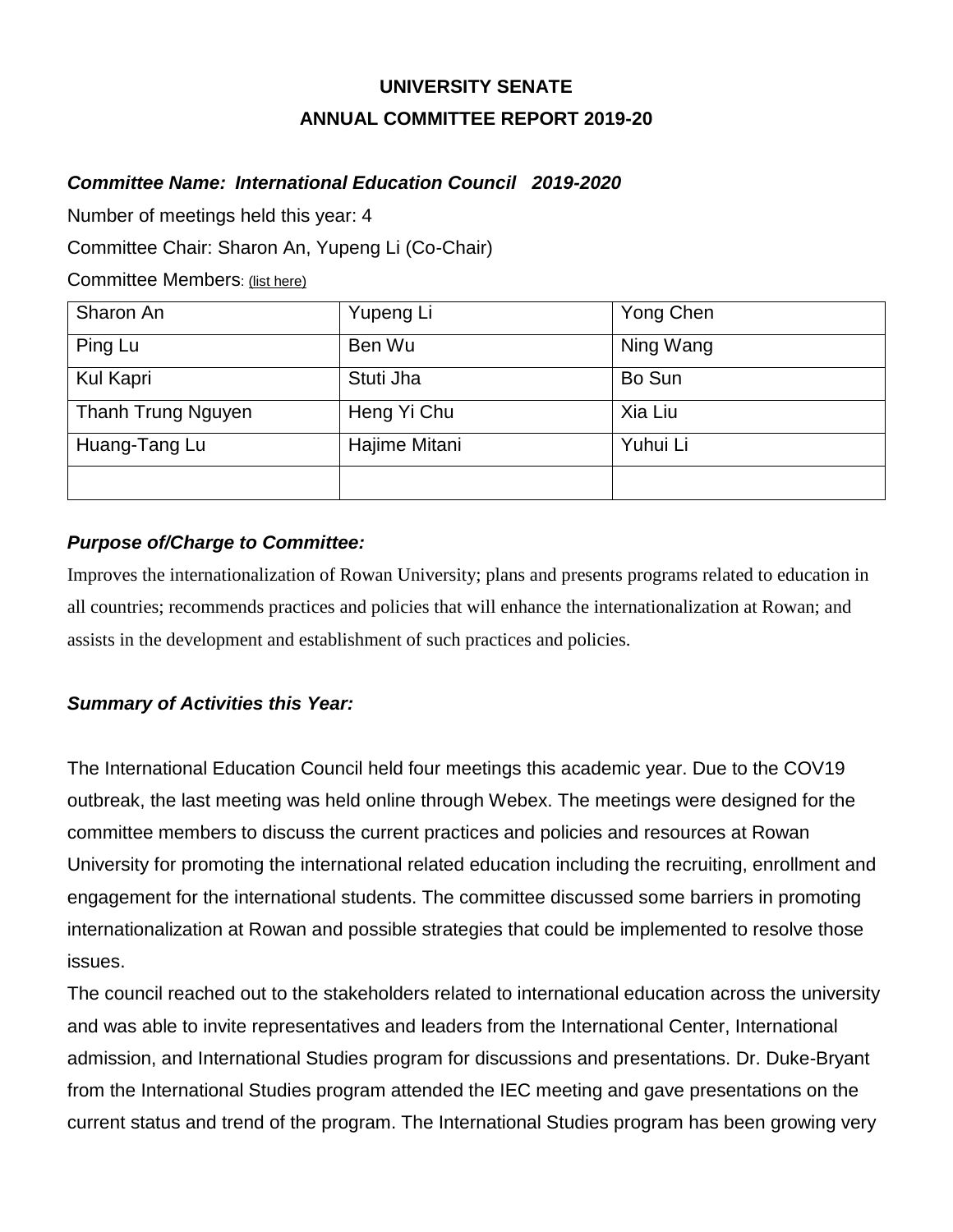# UNIVERSITY SENATE

## ANNUAL COMMITTEE REPORT 2019-20

***Committee Name: International Education Council 2019-2020***

Number of meetings held this year: 4

Committee Chair: Sharon An, Yupeng Li (Co-Chair)

Committee Members: (list here)

| | | |
|---|---|---|
| Sharon An | Yupeng Li | Yong Chen |
| Ping Lu | Ben Wu | Ning Wang |
| Kul Kapri | Stuti Jha | Bo Sun |
| Thanh Trung Nguyen | Heng Yi Chu | Xia Liu |
| Huang-Tang Lu | Hajime Mitani | Yuhui Li |
| | | |

***Purpose of/Charge to Committee:***

Improves the internationalization of Rowan University; plans and presents programs related to education in all countries; recommends practices and policies that will enhance the internationalization at Rowan; and assists in the development and establishment of such practices and policies.

***Summary of Activities this Year:***

The International Education Council held four meetings this academic year. Due to the COV19 outbreak, the last meeting was held online through Webex. The meetings were designed for the committee members to discuss the current practices and policies and resources at Rowan University for promoting the international related education including the recruiting, enrollment and engagement for the international students. The committee discussed some barriers in promoting internationalization at Rowan and possible strategies that could be implemented to resolve those issues.

The council reached out to the stakeholders related to international education across the university and was able to invite representatives and leaders from the International Center, International admission, and International Studies program for discussions and presentations. Dr. Duke-Bryant from the International Studies program attended the IEC meeting and gave presentations on the current status and trend of the program. The International Studies program has been growing very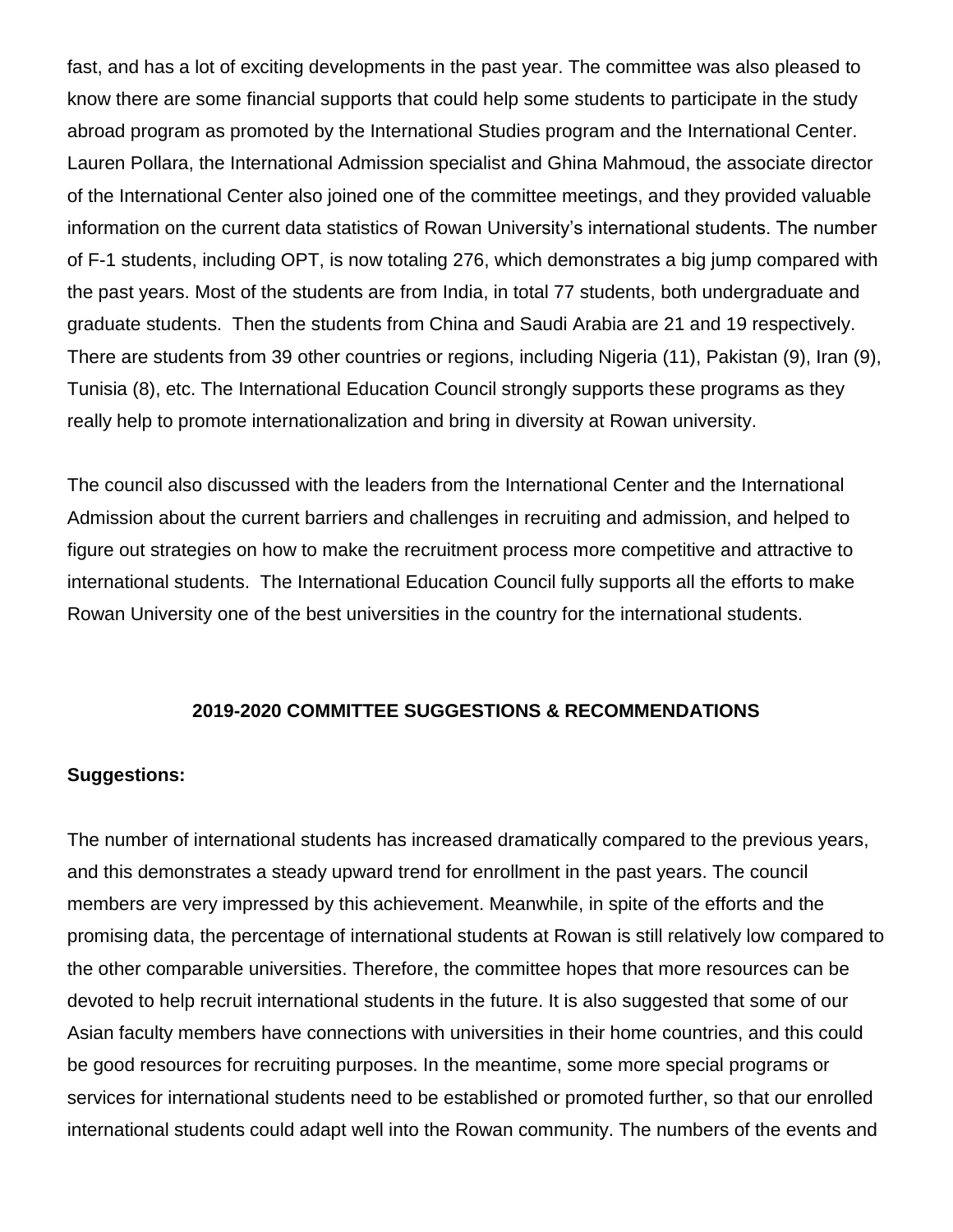fast, and has a lot of exciting developments in the past year. The committee was also pleased to know there are some financial supports that could help some students to participate in the study abroad program as promoted by the International Studies program and the International Center. Lauren Pollara, the International Admission specialist and Ghina Mahmoud, the associate director of the International Center also joined one of the committee meetings, and they provided valuable information on the current data statistics of Rowan University's international students. The number of F-1 students, including OPT, is now totaling 276, which demonstrates a big jump compared with the past years. Most of the students are from India, in total 77 students, both undergraduate and graduate students. Then the students from China and Saudi Arabia are 21 and 19 respectively. There are students from 39 other countries or regions, including Nigeria (11), Pakistan (9), Iran (9), Tunisia (8), etc. The International Education Council strongly supports these programs as they really help to promote internationalization and bring in diversity at Rowan university.

The council also discussed with the leaders from the International Center and the International Admission about the current barriers and challenges in recruiting and admission, and helped to figure out strategies on how to make the recruitment process more competitive and attractive to international students. The International Education Council fully supports all the efforts to make Rowan University one of the best universities in the country for the international students.

## 2019-2020 COMMITTEE SUGGESTIONS & RECOMMENDATIONS

**Suggestions:**

The number of international students has increased dramatically compared to the previous years, and this demonstrates a steady upward trend for enrollment in the past years. The council members are very impressed by this achievement. Meanwhile, in spite of the efforts and the promising data, the percentage of international students at Rowan is still relatively low compared to the other comparable universities. Therefore, the committee hopes that more resources can be devoted to help recruit international students in the future. It is also suggested that some of our Asian faculty members have connections with universities in their home countries, and this could be good resources for recruiting purposes. In the meantime, some more special programs or services for international students need to be established or promoted further, so that our enrolled international students could adapt well into the Rowan community. The numbers of the events and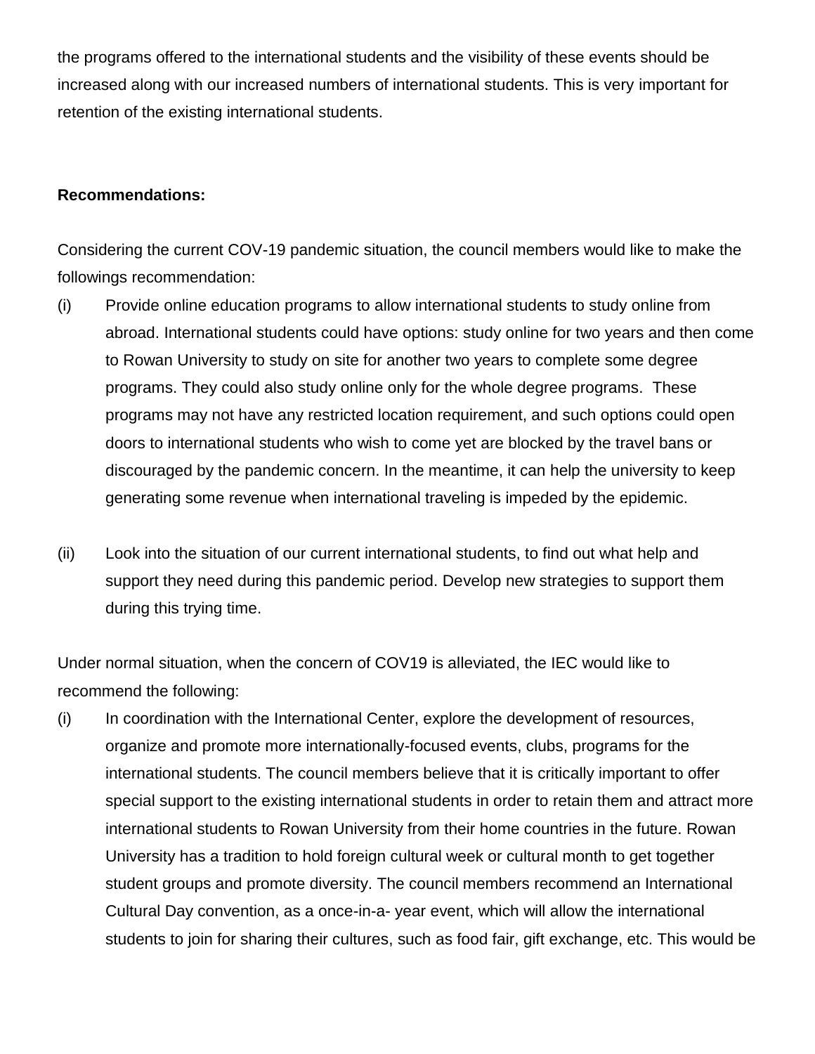the programs offered to the international students and the visibility of these events should be increased along with our increased numbers of international students. This is very important for retention of the existing international students.

**Recommendations:**

Considering the current COV-19 pandemic situation, the council members would like to make the followings recommendation:

(i) Provide online education programs to allow international students to study online from abroad. International students could have options: study online for two years and then come to Rowan University to study on site for another two years to complete some degree programs. They could also study online only for the whole degree programs. These programs may not have any restricted location requirement, and such options could open doors to international students who wish to come yet are blocked by the travel bans or discouraged by the pandemic concern. In the meantime, it can help the university to keep generating some revenue when international traveling is impeded by the epidemic.

(ii) Look into the situation of our current international students, to find out what help and support they need during this pandemic period. Develop new strategies to support them during this trying time.

Under normal situation, when the concern of COV19 is alleviated, the IEC would like to recommend the following:

(i) In coordination with the International Center, explore the development of resources, organize and promote more internationally-focused events, clubs, programs for the international students. The council members believe that it is critically important to offer special support to the existing international students in order to retain them and attract more international students to Rowan University from their home countries in the future. Rowan University has a tradition to hold foreign cultural week or cultural month to get together student groups and promote diversity. The council members recommend an International Cultural Day convention, as a once-in-a- year event, which will allow the international students to join for sharing their cultures, such as food fair, gift exchange, etc. This would be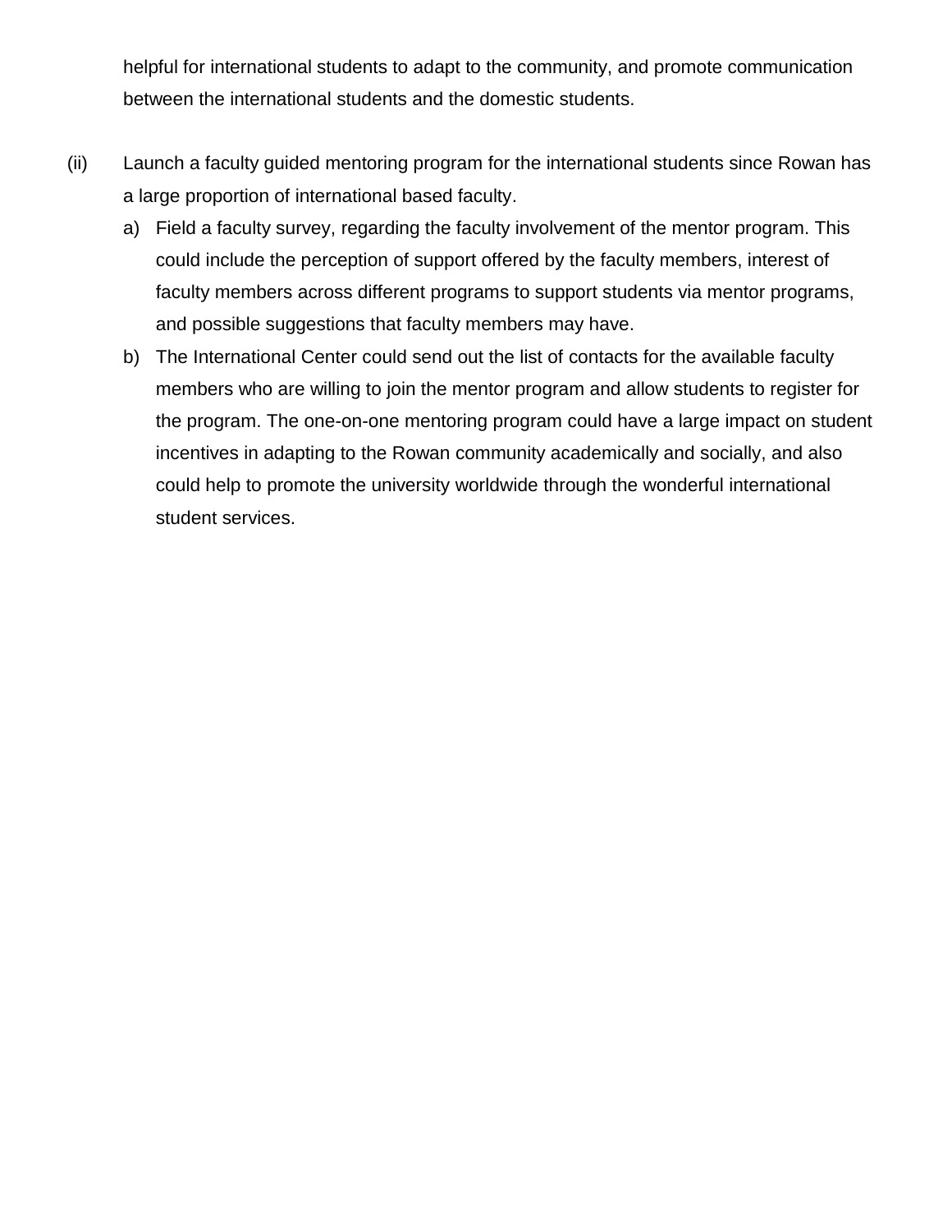helpful for international students to adapt to the community, and promote communication between the international students and the domestic students.

(ii) Launch a faculty guided mentoring program for the international students since Rowan has a large proportion of international based faculty.

a) Field a faculty survey, regarding the faculty involvement of the mentor program. This could include the perception of support offered by the faculty members, interest of faculty members across different programs to support students via mentor programs, and possible suggestions that faculty members may have.

b) The International Center could send out the list of contacts for the available faculty members who are willing to join the mentor program and allow students to register for the program. The one-on-one mentoring program could have a large impact on student incentives in adapting to the Rowan community academically and socially, and also could help to promote the university worldwide through the wonderful international student services.